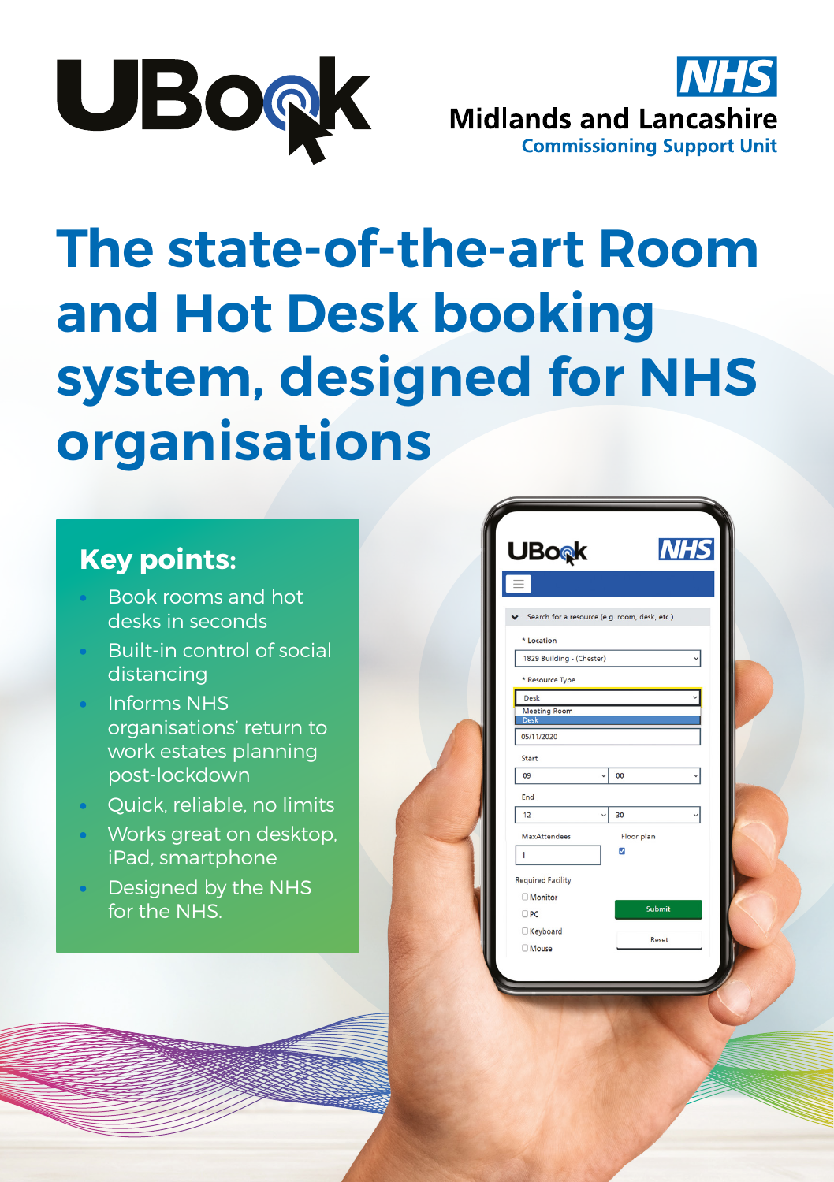UBook

NHS Midlands and Lancashire
Commissioning Support Unit

# The state-of-the-art Room and Hot Desk booking system, designed for NHS organisations

## Key points:

- Book rooms and hot desks in seconds
- Built-in control of social distancing
- Informs NHS organisations' return to work estates planning post-lockdown
- Quick, reliable, no limits
- Works great on desktop, iPad, smartphone
- Designed by the NHS for the NHS.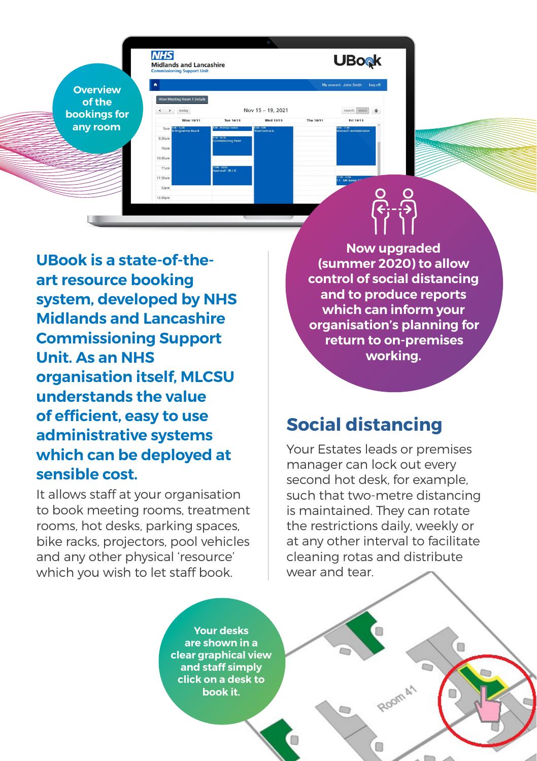**Overview of the bookings for any room**

**UBook is a state-of-the-art resource booking system, developed by NHS Midlands and Lancashire Commissioning Support Unit. As an NHS organisation itself, MLCSU understands the value of efficient, easy to use administrative systems which can be deployed at sensible cost.**

It allows staff at your organisation to book meeting rooms, treatment rooms, hot desks, parking spaces, bike racks, projectors, pool vehicles and any other physical 'resource' which you wish to let staff book.

**Now upgraded (summer 2020) to allow control of social distancing and to produce reports which can inform your organisation's planning for return to on-premises working.**

## Social distancing

Your Estates leads or premises manager can lock out every second hot desk, for example, such that two-metre distancing is maintained. They can rotate the restrictions daily, weekly or at any other interval to facilitate cleaning rotas and distribute wear and tear.

**Your desks are shown in a clear graphical view and staff simply click on a desk to book it.**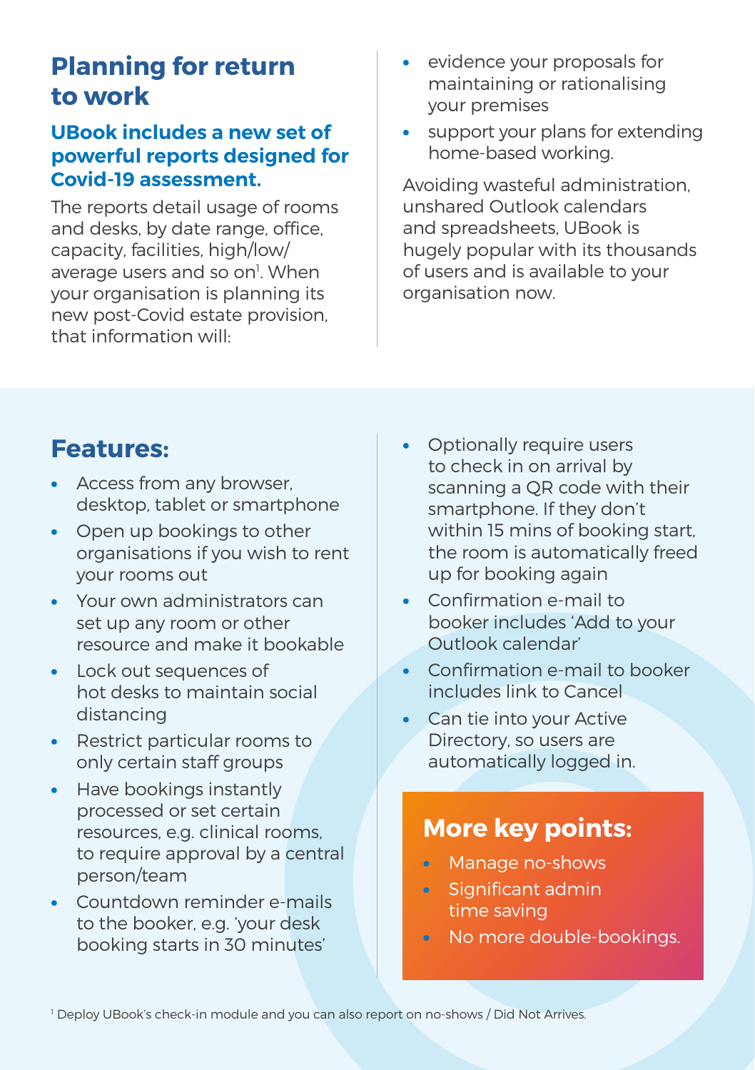## Planning for return to work

### UBook includes a new set of powerful reports designed for Covid-19 assessment.

The reports detail usage of rooms and desks, by date range, office, capacity, facilities, high/low/average users and so on[1]. When your organisation is planning its new post-Covid estate provision, that information will:

- evidence your proposals for maintaining or rationalising your premises
- support your plans for extending home-based working.

Avoiding wasteful administration, unshared Outlook calendars and spreadsheets, UBook is hugely popular with its thousands of users and is available to your organisation now.

## Features:

- Access from any browser, desktop, tablet or smartphone
- Open up bookings to other organisations if you wish to rent your rooms out
- Your own administrators can set up any room or other resource and make it bookable
- Lock out sequences of hot desks to maintain social distancing
- Restrict particular rooms to only certain staff groups
- Have bookings instantly processed or set certain resources, e.g. clinical rooms, to require approval by a central person/team
- Countdown reminder e-mails to the booker, e.g. 'your desk booking starts in 30 minutes'
- Optionally require users to check in on arrival by scanning a QR code with their smartphone. If they don't within 15 mins of booking start, the room is automatically freed up for booking again
- Confirmation e-mail to booker includes 'Add to your Outlook calendar'
- Confirmation e-mail to booker includes link to Cancel
- Can tie into your Active Directory, so users are automatically logged in.

### More key points:

- Manage no-shows
- Significant admin time saving
- No more double-bookings.

[1] Deploy UBook's check-in module and you can also report on no-shows / Did Not Arrives.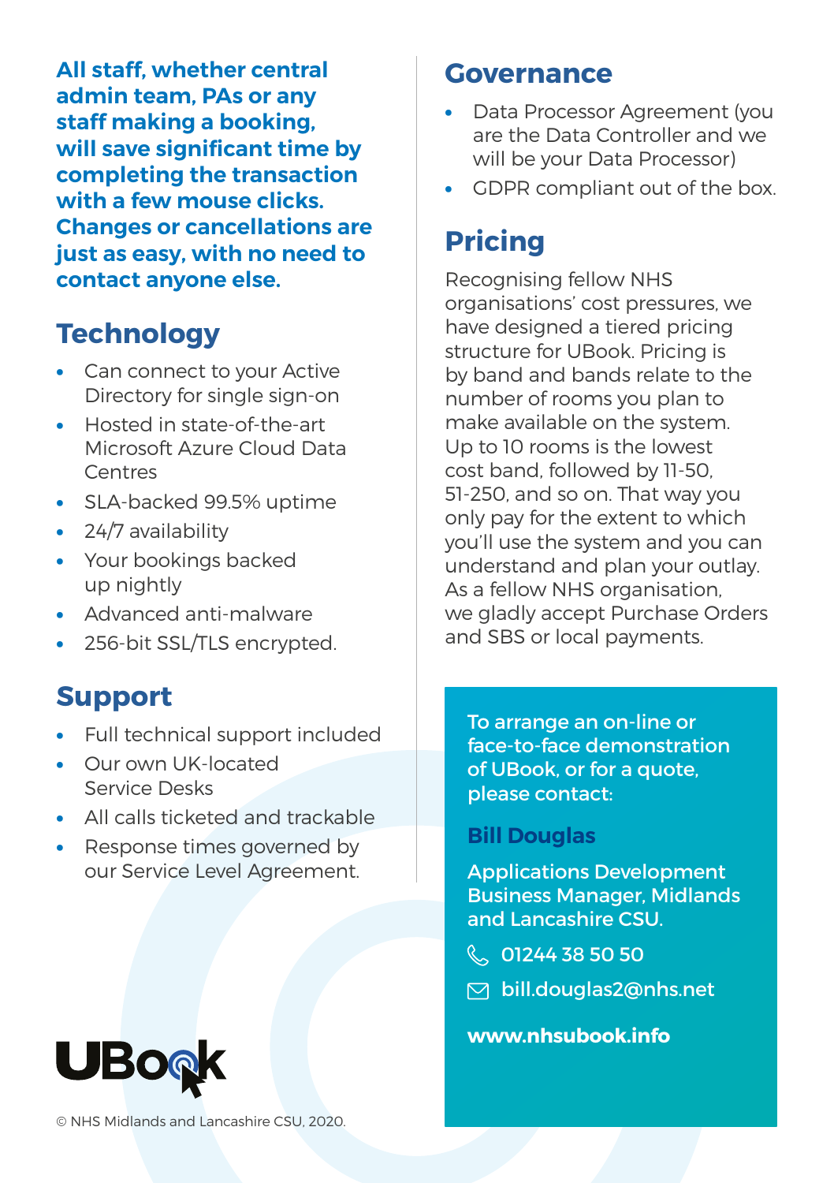**All staff, whether central admin team, PAs or any staff making a booking, will save significant time by completing the transaction with a few mouse clicks. Changes or cancellations are just as easy, with no need to contact anyone else.**

## Technology

- Can connect to your Active Directory for single sign-on
- Hosted in state-of-the-art Microsoft Azure Cloud Data Centres
- SLA-backed 99.5% uptime
- 24/7 availability
- Your bookings backed up nightly
- Advanced anti-malware
- 256-bit SSL/TLS encrypted.

## Support

- Full technical support included
- Our own UK-located Service Desks
- All calls ticketed and trackable
- Response times governed by our Service Level Agreement.

UBook

© NHS Midlands and Lancashire CSU, 2020.

## Governance

- Data Processor Agreement (you are the Data Controller and we will be your Data Processor)
- GDPR compliant out of the box.

## Pricing

Recognising fellow NHS organisations' cost pressures, we have designed a tiered pricing structure for UBook. Pricing is by band and bands relate to the number of rooms you plan to make available on the system. Up to 10 rooms is the lowest cost band, followed by 11-50, 51-250, and so on. That way you only pay for the extent to which you'll use the system and you can understand and plan your outlay. As a fellow NHS organisation, we gladly accept Purchase Orders and SBS or local payments.

To arrange an on-line or face-to-face demonstration of UBook, or for a quote, please contact:

**Bill Douglas**

Applications Development Business Manager, Midlands and Lancashire CSU.

01244 38 50 50

bill.douglas2@nhs.net

**www.nhsubook.info**